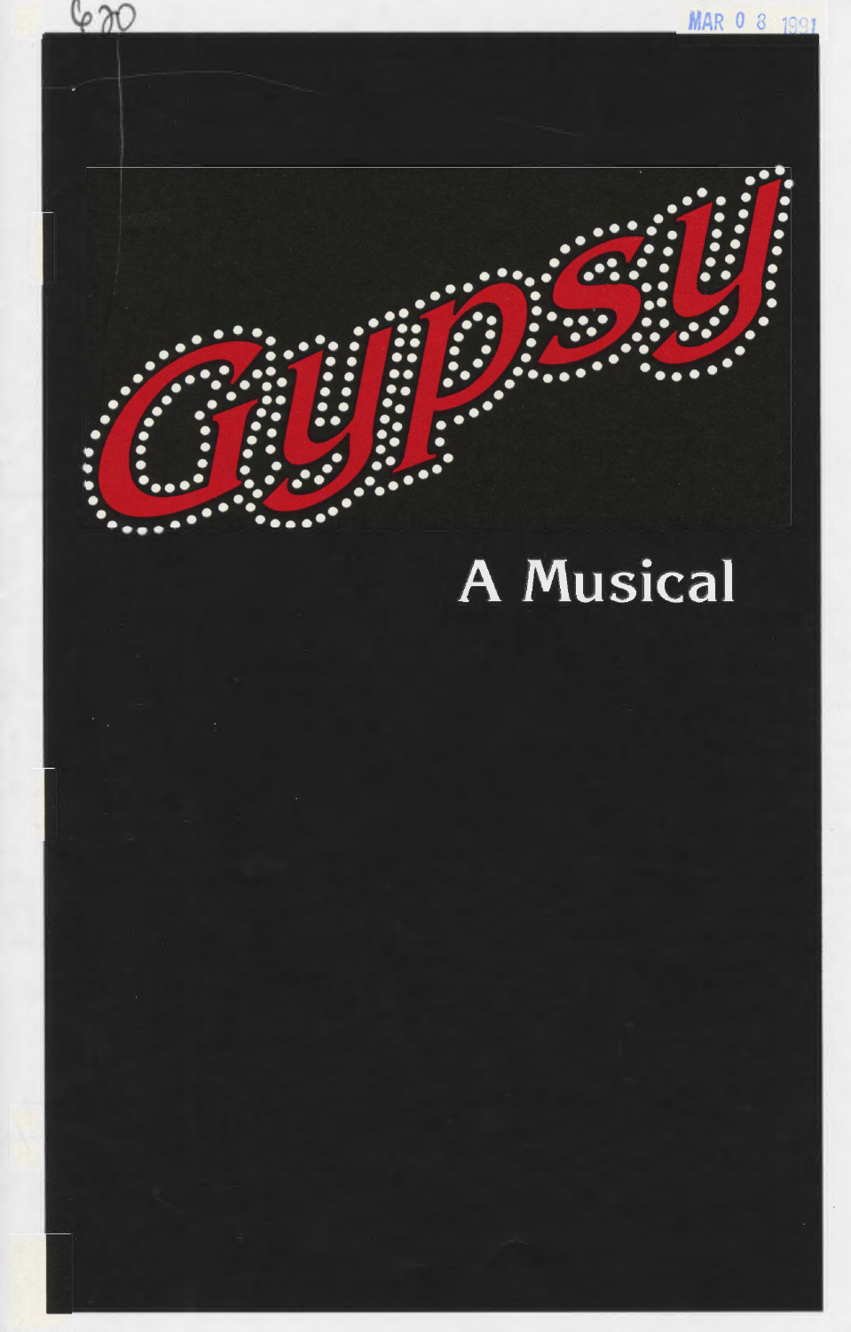# Gypsy

## A Musical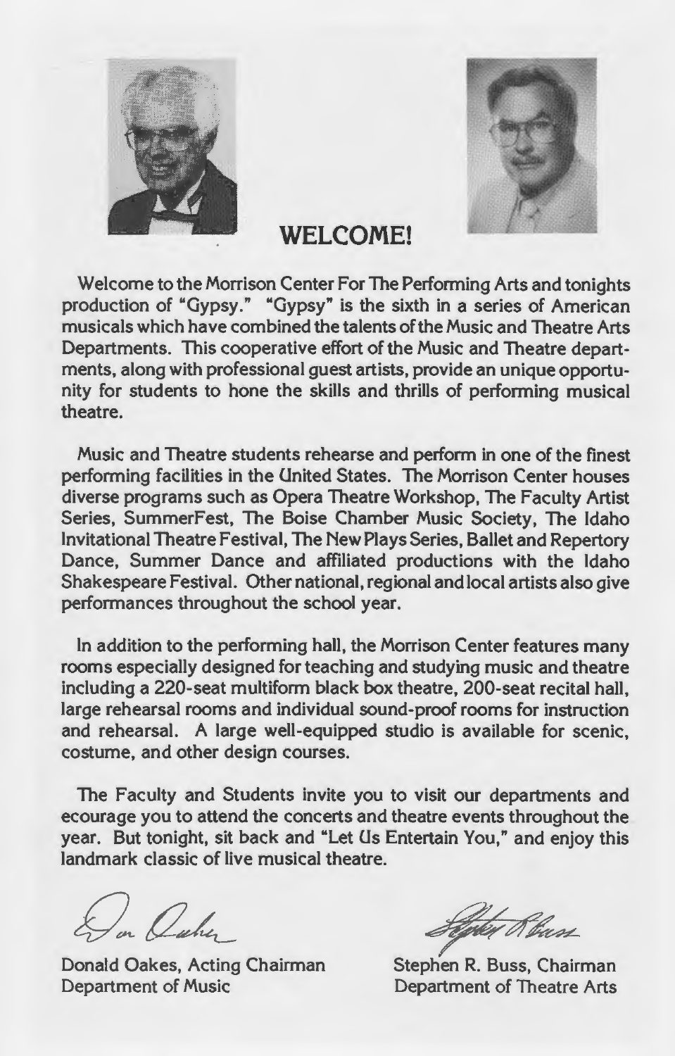## WELCOME!

Welcome to the Morrison Center For The Performing Arts and tonights production of "Gypsy." "Gypsy" is the sixth in a series of American musicals which have combined the talents of the Music and Theatre Arts Departments. This cooperative effort of the Music and Theatre departments, along with professional guest artists, provide an unique opportunity for students to hone the skills and thrills of performing musical theatre.

Music and Theatre students rehearse and perform in one of the finest performing facilities in the United States. The Morrison Center houses diverse programs such as Opera Theatre Workshop, The Faculty Artist Series, SummerFest, The Boise Chamber Music Society, The Idaho Invitational Theatre Festival, The New Plays Series, Ballet and Repertory Dance, Summer Dance and affiliated productions with the Idaho Shakespeare Festival. Other national, regional and local artists also give performances throughout the school year.

In addition to the performing hall, the Morrison Center features many rooms especially designed for teaching and studying music and theatre including a 220-seat multiform black box theatre, 200-seat recital hall, large rehearsal rooms and individual sound-proof rooms for instruction and rehearsal. A large well-equipped studio is available for scenic, costume, and other design courses.

The Faculty and Students invite you to visit our departments and ecourage you to attend the concerts and theatre events throughout the year. But tonight, sit back and "Let Us Entertain You," and enjoy this landmark classic of live musical theatre.

Donald Oakes, Acting Chairman
Department of Music

Stephen R. Buss, Chairman
Department of Theatre Arts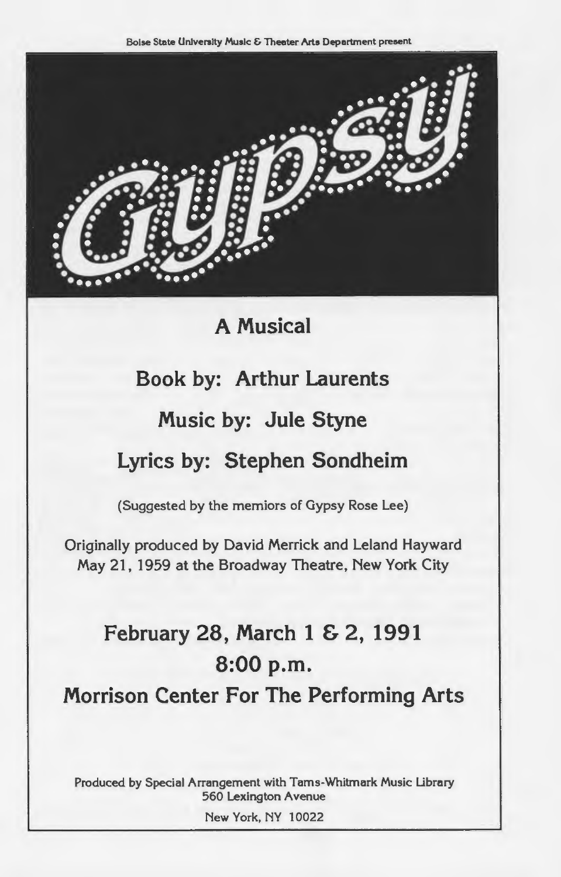Boise State University Music & Theater Arts Department present

# Gypsy

## A Musical

## Book by: Arthur Laurents

## Music by: Jule Styne

## Lyrics by: Stephen Sondheim

(Suggested by the memiors of Gypsy Rose Lee)

Originally produced by David Merrick and Leland Hayward
May 21, 1959 at the Broadway Theatre, New York City

## February 28, March 1 & 2, 1991
## 8:00 p.m.
## Morrison Center For The Performing Arts

Produced by Special Arrangement with Tams-Whitmark Music Library
560 Lexington Avenue
New York, NY 10022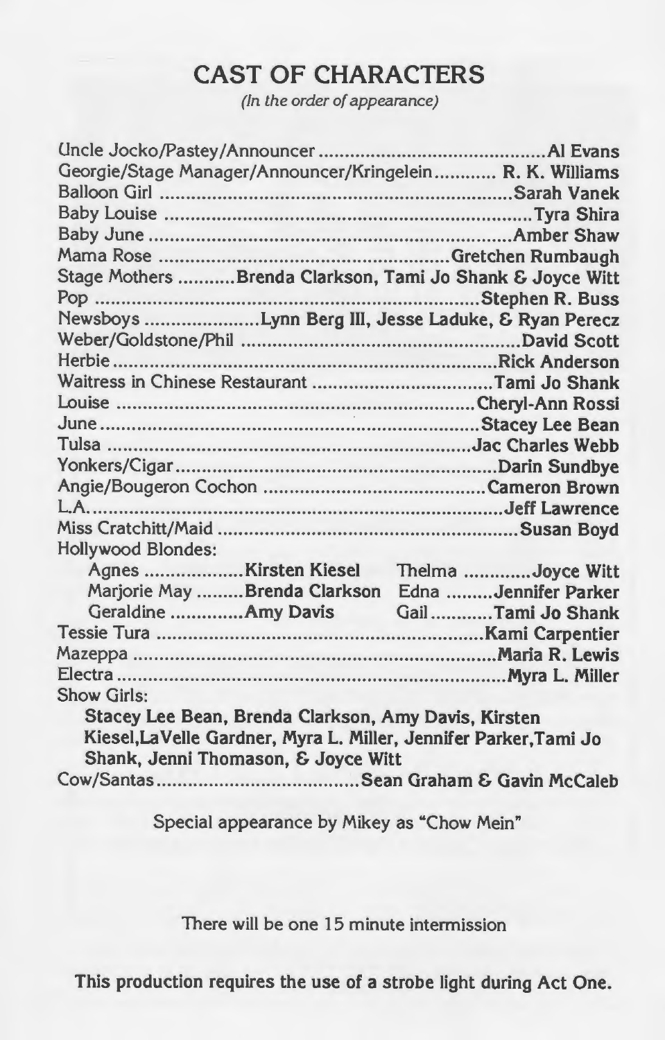## CAST OF CHARACTERS

*(In the order of appearance)*

Uncle Jocko/Pastey/Announcer ........................................... **Al Evans**
Georgie/Stage Manager/Announcer/Kringelein ............ **R. K. Williams**
Balloon Girl ................................................................... **Sarah Vanek**
Baby Louise ........................................................................ **Tyra Shira**
Baby June ......................................................................... **Amber Shaw**
Mama Rose .................................................... **Gretchen Rumbaugh**
Stage Mothers ........... **Brenda Clarkson, Tami Jo Shank & Joyce Witt**
Pop ........................................................................... **Stephen R. Buss**
Newsboys ...................... **Lynn Berg III, Jesse Laduke, & Ryan Perecz**
Weber/Goldstone/Phil ....................................................... **David Scott**
Herbie ....................................................................... **Rick Anderson**
Waitress in Chinese Restaurant ................................. **Tami Jo Shank**
Louise .................................................................... **Cheryl-Ann Rossi**
June ........................................................................ **Stacey Lee Bean**
Tulsa ...................................................................... **Jac Charles Webb**
Yonkers/Cigar ............................................................. **Darin Sundbye**
Angie/Bougeron Cochon ............................................. **Cameron Brown**
L.A. .......................................................................... **Jeff Lawrence**
Miss Cratchitt/Maid ........................................................... **Susan Boyd**
Hollywood Blondes:

- Agnes ................... **Kirsten Kiesel**
- Marjorie May ......... **Brenda Clarkson**
- Geraldine ............. **Amy Davis**
- Thelma ............ **Joyce Witt**
- Edna ......... **Jennifer Parker**
- Gail ........... **Tami Jo Shank**

Tessie Tura ................................................................ **Kami Carpentier**
Mazeppa ........................................................................ **Maria R. Lewis**
Electra ............................................................................ **Myra L. Miller**
Show Girls:

**Stacey Lee Bean, Brenda Clarkson, Amy Davis, Kirsten Kiesel,LaVelle Gardner, Myra L. Miller, Jennifer Parker,Tami Jo Shank, Jenni Thomason, & Joyce Witt**

Cow/Santas ...................................... **Sean Graham & Gavin McCaleb**

Special appearance by Mikey as "Chow Mein"

There will be one 15 minute intermission

**This production requires the use of a strobe light during Act One.**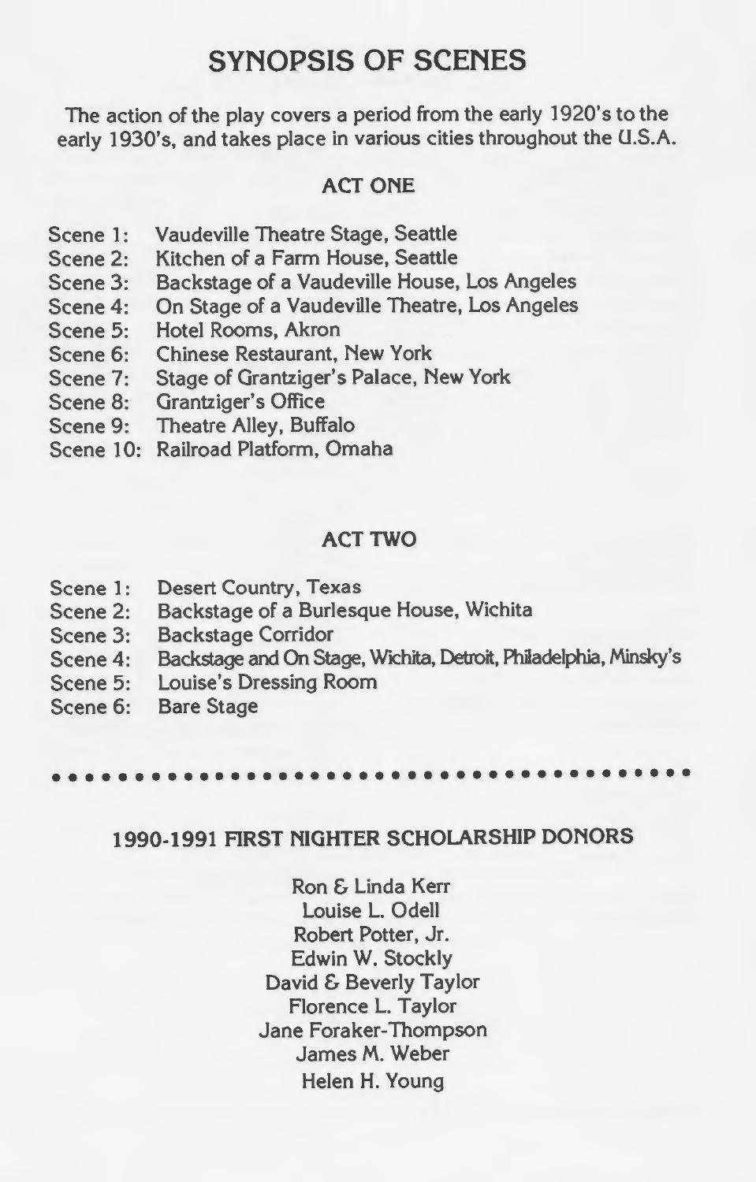# SYNOPSIS OF SCENES

The action of the play covers a period from the early 1920's to the early 1930's, and takes place in various cities throughout the U.S.A.

## ACT ONE

Scene 1: Vaudeville Theatre Stage, Seattle
Scene 2: Kitchen of a Farm House, Seattle
Scene 3: Backstage of a Vaudeville House, Los Angeles
Scene 4: On Stage of a Vaudeville Theatre, Los Angeles
Scene 5: Hotel Rooms, Akron
Scene 6: Chinese Restaurant, New York
Scene 7: Stage of Grantziger's Palace, New York
Scene 8: Grantziger's Office
Scene 9: Theatre Alley, Buffalo
Scene 10: Railroad Platform, Omaha

## ACT TWO

Scene 1: Desert Country, Texas
Scene 2: Backstage of a Burlesque House, Wichita
Scene 3: Backstage Corridor
Scene 4: Backstage and On Stage, Wichita, Detroit, Philadelphia, Minsky's
Scene 5: Louise's Dressing Room
Scene 6: Bare Stage

## 1990-1991 FIRST NIGHTER SCHOLARSHIP DONORS

Ron & Linda Kerr
Louise L. Odell
Robert Potter, Jr.
Edwin W. Stockly
David & Beverly Taylor
Florence L. Taylor
Jane Foraker-Thompson
James M. Weber
Helen H. Young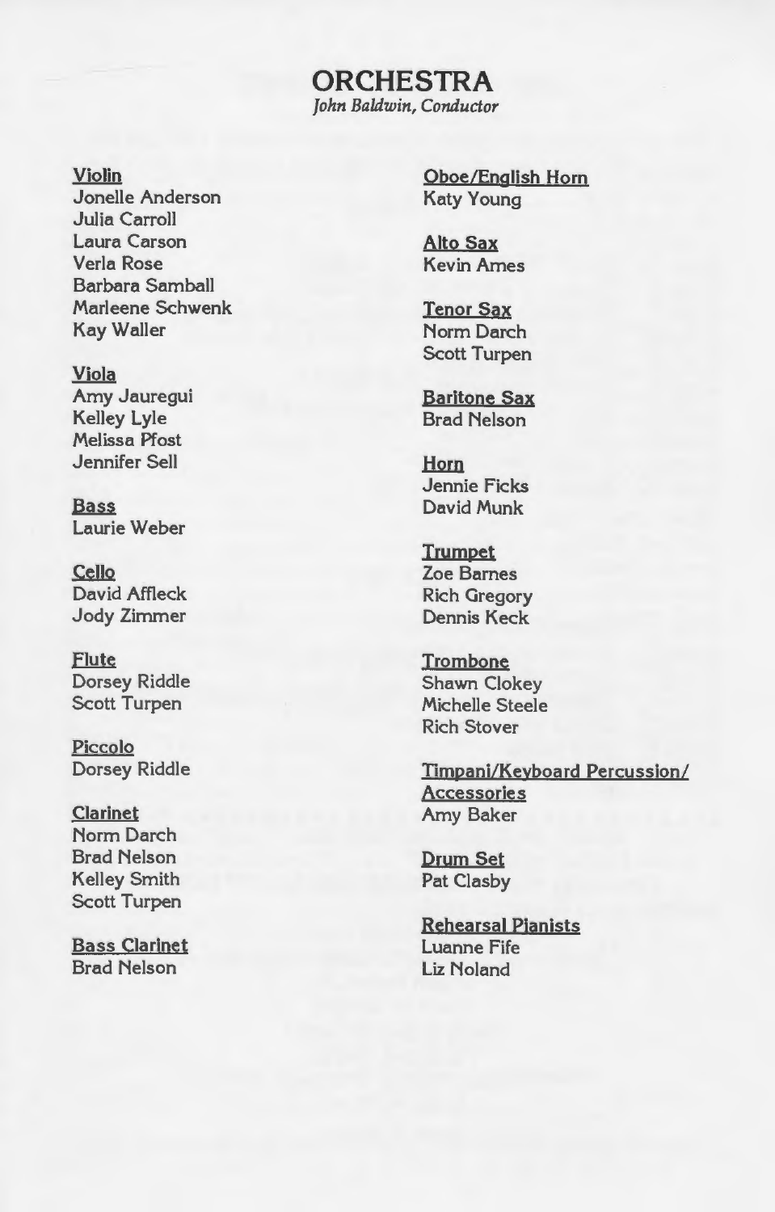# ORCHESTRA

*John Baldwin, Conductor*

**Violin**
Jonelle Anderson
Julia Carroll
Laura Carson
Verla Rose
Barbara Samball
Marleene Schwenk
Kay Waller

**Viola**
Amy Jauregui
Kelley Lyle
Melissa Pfost
Jennifer Sell

**Bass**
Laurie Weber

**Cello**
David Affleck
Jody Zimmer

**Flute**
Dorsey Riddle
Scott Turpen

**Piccolo**
Dorsey Riddle

**Clarinet**
Norm Darch
Brad Nelson
Kelley Smith
Scott Turpen

**Bass Clarinet**
Brad Nelson

**Oboe/English Horn**
Katy Young

**Alto Sax**
Kevin Ames

**Tenor Sax**
Norm Darch
Scott Turpen

**Baritone Sax**
Brad Nelson

**Horn**
Jennie Ficks
David Munk

**Trumpet**
Zoe Barnes
Rich Gregory
Dennis Keck

**Trombone**
Shawn Clokey
Michelle Steele
Rich Stover

**Timpani/Keyboard Percussion/Accessories**
Amy Baker

**Drum Set**
Pat Clasby

**Rehearsal Pianists**
Luanne Fife
Liz Noland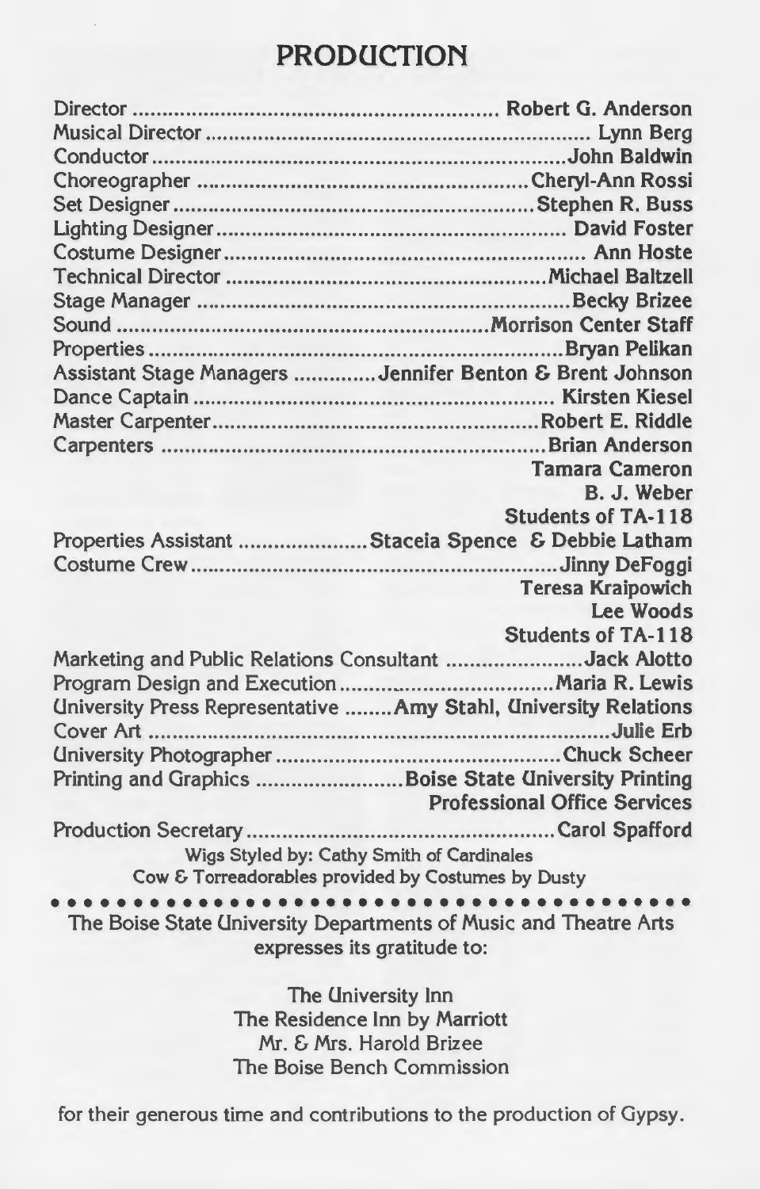# PRODUCTION

| | |
|---|---|
| Director | **Robert G. Anderson** |
| Musical Director | **Lynn Berg** |
| Conductor | **John Baldwin** |
| Choreographer | **Cheryl-Ann Rossi** |
| Set Designer | **Stephen R. Buss** |
| Lighting Designer | **David Foster** |
| Costume Designer | **Ann Hoste** |
| Technical Director | **Michael Baltzell** |
| Stage Manager | **Becky Brizee** |
| Sound | **Morrison Center Staff** |
| Properties | **Bryan Pelikan** |
| Assistant Stage Managers | **Jennifer Benton & Brent Johnson** |
| Dance Captain | **Kirsten Kiesel** |
| Master Carpenter | **Robert E. Riddle** |
| Carpenters | **Brian Anderson** |
| | **Tamara Cameron** |
| | **B. J. Weber** |
| | **Students of TA-118** |
| Properties Assistant | **Staceia Spence & Debbie Latham** |
| Costume Crew | **Jinny DeFoggi** |
| | **Teresa Kraipowich** |
| | **Lee Woods** |
| | **Students of TA-118** |
| Marketing and Public Relations Consultant | **Jack Alotto** |
| Program Design and Execution | **Maria R. Lewis** |
| University Press Representative | **Amy Stahl, University Relations** |
| Cover Art | **Julie Erb** |
| University Photographer | **Chuck Scheer** |
| Printing and Graphics | **Boise State University Printing** |
| | **Professional Office Services** |
| Production Secretary | **Carol Spafford** |

Wigs Styled by: Cathy Smith of Cardinales
Cow & Torreadorables provided by Costumes by Dusty

The Boise State University Departments of Music and Theatre Arts expresses its gratitude to:

The University Inn
The Residence Inn by Marriott
Mr. & Mrs. Harold Brizee
The Boise Bench Commission

for their generous time and contributions to the production of Gypsy.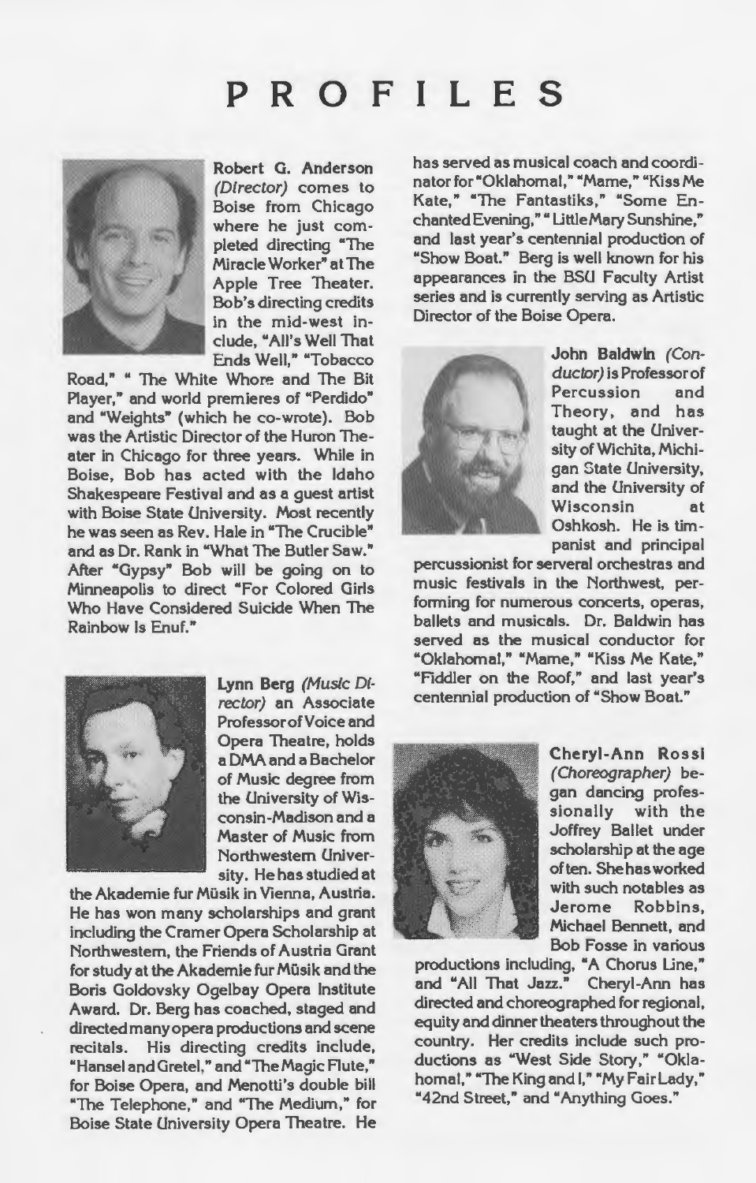# PROFILES

**Robert G. Anderson** *(Director)* comes to Boise from Chicago where he just completed directing "The Miracle Worker" at The Apple Tree Theater. Bob's directing credits in the mid-west include, "All's Well That Ends Well," "Tobacco Road," " The White Whore and The Bit Player," and world premieres of "Perdido" and "Weights" (which he co-wrote). Bob was the Artistic Director of the Huron Theater in Chicago for three years. While in Boise, Bob has acted with the Idaho Shakespeare Festival and as a guest artist with Boise State University. Most recently he was seen as Rev. Hale in "The Crucible" and as Dr. Rank in "What The Butler Saw." After "Gypsy" Bob will be going on to Minneapolis to direct "For Colored Girls Who Have Considered Suicide When The Rainbow Is Enuf."

**Lynn Berg** *(Music Director)* an Associate Professor of Voice and Opera Theatre, holds a DMA and a Bachelor of Music degree from the University of Wisconsin-Madison and a Master of Music from Northwestern University. He has studied at the Akademie fur Müsik in Vienna, Austria. He has won many scholarships and grant including the Cramer Opera Scholarship at Northwestern, the Friends of Austria Grant for study at the Akademie fur Müsik and the Boris Goldovsky Ogelbay Opera Institute Award. Dr. Berg has coached, staged and directed many opera productions and scene recitals. His directing credits include, "Hansel and Gretel," and "The Magic Flute," for Boise Opera, and Menotti's double bill "The Telephone," and "The Medium," for Boise State University Opera Theatre. He has served as musical coach and coordinator for "Oklahoma!," "Mame," "Kiss Me Kate," "The Fantastiks," "Some Enchanted Evening," " Little Mary Sunshine," and last year's centennial production of "Show Boat." Berg is well known for his appearances in the BSU Faculty Artist series and is currently serving as Artistic Director of the Boise Opera.

**John Baldwin** *(Conductor)* is Professor of Percussion and Theory, and has taught at the University of Wichita, Michigan State University, and the University of Wisconsin at Oshkosh. He is timpanist and principal percussionist for serveral orchestras and music festivals in the Northwest, performing for numerous concerts, operas, ballets and musicals. Dr. Baldwin has served as the musical conductor for "Oklahoma!," "Mame," "Kiss Me Kate," "Fiddler on the Roof," and last year's centennial production of "Show Boat."

**Cheryl-Ann Rossi** *(Choreographer)* began dancing professionally with the Joffrey Ballet under scholarship at the age of ten. She has worked with such notables as Jerome Robbins, Michael Bennett, and Bob Fosse in various productions including, "A Chorus Line," and "All That Jazz." Cheryl-Ann has directed and choreographed for regional, equity and dinner theaters throughout the country. Her credits include such productions as "West Side Story," "Oklahoma!," "The King and I," "My Fair Lady," "42nd Street," and "Anything Goes."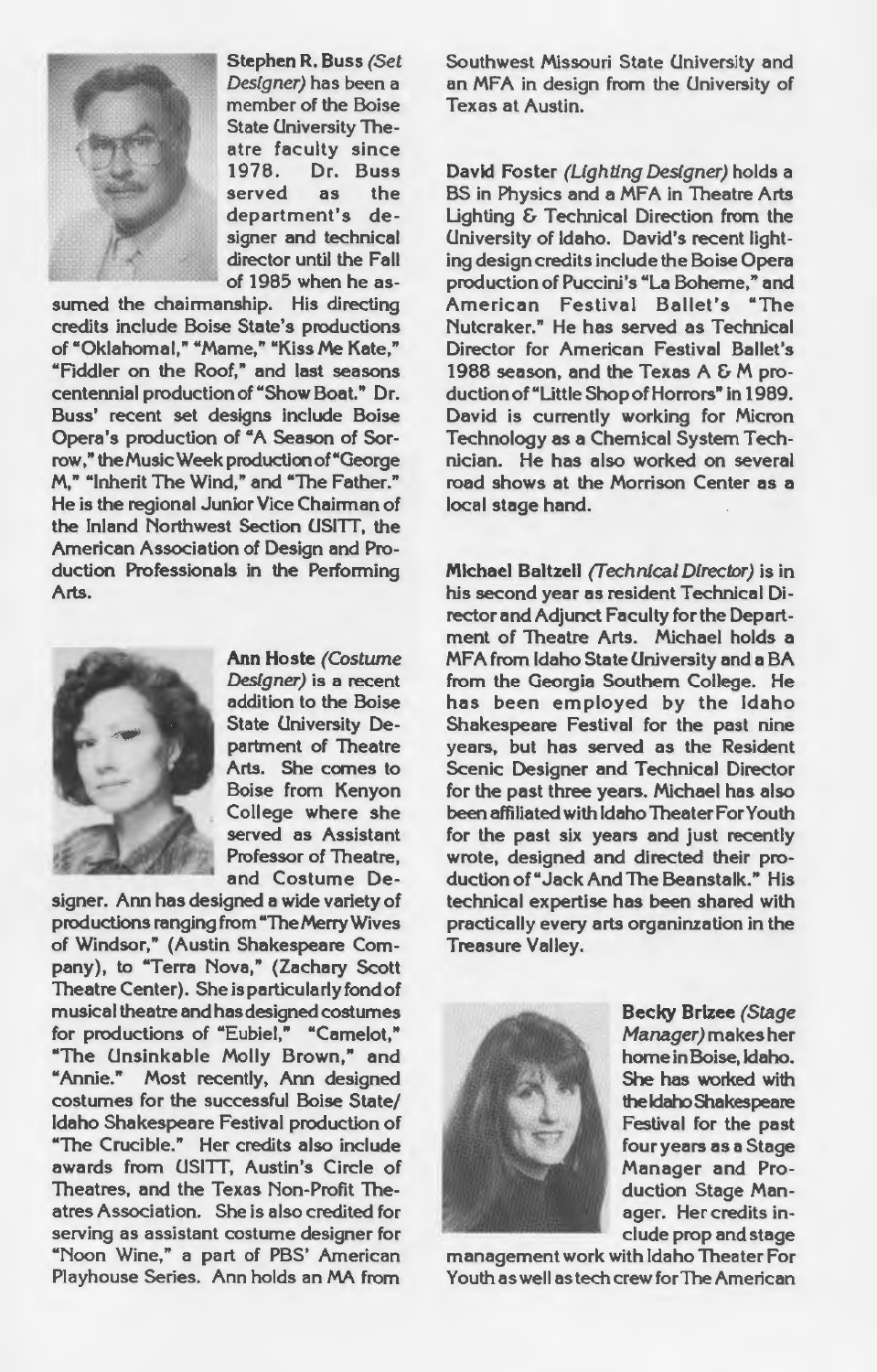**Stephen R. Buss** *(Set Designer)* has been a member of the Boise State University Theatre faculty since 1978. Dr. Buss served as the department's designer and technical director until the Fall of 1985 when he assumed the chairmanship. His directing credits include Boise State's productions of "Oklahoma!," "Mame," "Kiss Me Kate," "Fiddler on the Roof," and last seasons centennial production of "Show Boat." Dr. Buss' recent set designs include Boise Opera's production of "A Season of Sorrow," the Music Week production of "George M," "Inherit The Wind," and "The Father." He is the regional Junior Vice Chairman of the Inland Northwest Section USITT, the American Association of Design and Production Professionals in the Performing Arts.

**Ann Hoste** *(Costume Designer)* is a recent addition to the Boise State University Department of Theatre Arts. She comes to Boise from Kenyon College where she served as Assistant Professor of Theatre, and Costume Designer. Ann has designed a wide variety of productions ranging from "The Merry Wives of Windsor," (Austin Shakespeare Company), to "Terra Nova," (Zachary Scott Theatre Center). She is particularly fond of musical theatre and has designed costumes for productions of "Eubie!," "Camelot," "The Unsinkable Molly Brown," and "Annie." Most recently, Ann designed costumes for the successful Boise State/Idaho Shakespeare Festival production of "The Crucible." Her credits also include awards from USITT, Austin's Circle of Theatres, and the Texas Non-Profit Theatres Association. She is also credited for serving as assistant costume designer for "Noon Wine," a part of PBS' American Playhouse Series. Ann holds an MA from Southwest Missouri State University and an MFA in design from the University of Texas at Austin.

**David Foster** *(Lighting Designer)* holds a BS in Physics and a MFA in Theatre Arts Lighting & Technical Direction from the University of Idaho. David's recent lighting design credits include the Boise Opera production of Puccini's "La Boheme," and American Festival Ballet's "The Nutcraker." He has served as Technical Director for American Festival Ballet's 1988 season, and the Texas A & M production of "Little Shop of Horrors" in 1989. David is currently working for Micron Technology as a Chemical System Technician. He has also worked on several road shows at the Morrison Center as a local stage hand.

**Michael Baltzell** *(Technical Director)* is in his second year as resident Technical Director and Adjunct Faculty for the Department of Theatre Arts. Michael holds a MFA from Idaho State University and a BA from the Georgia Southern College. He has been employed by the Idaho Shakespeare Festival for the past nine years, but has served as the Resident Scenic Designer and Technical Director for the past three years. Michael has also been affiliated with Idaho Theater For Youth for the past six years and just recently wrote, designed and directed their production of "Jack And The Beanstalk." His technical expertise has been shared with practically every arts organinzation in the Treasure Valley.

**Becky Brizee** *(Stage Manager)* makes her home in Boise, Idaho. She has worked with the Idaho Shakespeare Festival for the past four years as a Stage Manager and Production Stage Manager. Her credits include prop and stage management work with Idaho Theater For Youth as well as tech crew for The American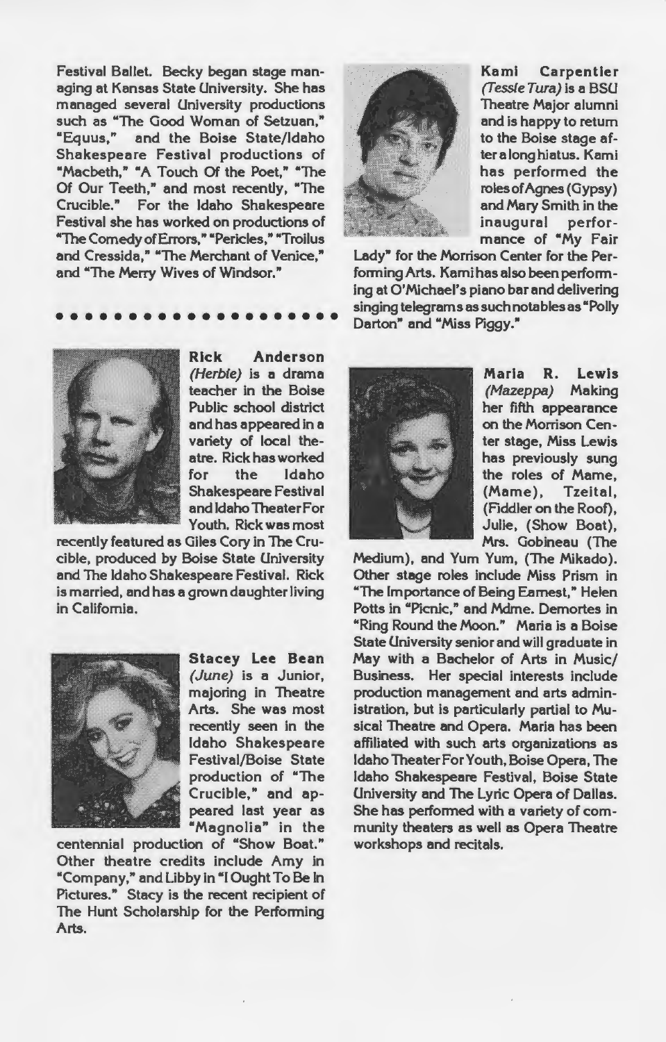Festival Ballet. Becky began stage managing at Kansas State University. She has managed several University productions such as "The Good Woman of Setzuan," "Equus," and the Boise State/Idaho Shakespeare Festival productions of "Macbeth," "A Touch Of the Poet," "The Of Our Teeth," and most recently, "The Crucible." For the Idaho Shakespeare Festival she has worked on productions of "The Comedy of Errors," "Pericles," "Troilus and Cressida," "The Merchant of Venice," and "The Merry Wives of Windsor."

**Rick Anderson** *(Herbie)* is a drama teacher in the Boise Public school district and has appeared in a variety of local theatre. Rick has worked for the Idaho Shakespeare Festival and Idaho Theater For Youth. Rick was most recently featured as Giles Cory in The Crucible, produced by Boise State University and The Idaho Shakespeare Festival. Rick is married, and has a grown daughter living in California.

**Stacey Lee Bean** *(June)* is a Junior, majoring in Theatre Arts. She was most recently seen in the Idaho Shakespeare Festival/Boise State production of "The Crucible," and appeared last year as "Magnolia" in the centennial production of "Show Boat." Other theatre credits include Amy in "Company," and Libby in "I Ought To Be In Pictures." Stacy is the recent recipient of The Hunt Scholarship for the Performing Arts.

**Kami Carpentier** *(Tessie Tura)* is a BSU Theatre Major alumni and is happy to return to the Boise stage after a long hiatus. Kami has performed the roles of Agnes (Gypsy) and Mary Smith in the inaugural performance of "My Fair Lady" for the Morrison Center for the Performing Arts. Kami has also been performing at O'Michael's piano bar and delivering singing telegrams as such notables as "Polly Darton" and "Miss Piggy."

**Maria R. Lewis** *(Mazeppa)* Making her fifth appearance on the Morrison Center stage, Miss Lewis has previously sung the roles of Mame, (Mame), Tzeital, (Fiddler on the Roof), Julie, (Show Boat), Mrs. Gobineau (The Medium), and Yum Yum, (The Mikado). Other stage roles include Miss Prism in "The Importance of Being Earnest," Helen Potts in "Picnic," and Mdme. Demortes in "Ring Round the Moon." Maria is a Boise State University senior and will graduate in May with a Bachelor of Arts in Music/Business. Her special interests include production management and arts administration, but is particularly partial to Musical Theatre and Opera. Maria has been affiliated with such arts organizations as Idaho Theater For Youth, Boise Opera, The Idaho Shakespeare Festival, Boise State University and The Lyric Opera of Dallas. She has performed with a variety of community theaters as well as Opera Theatre workshops and recitals.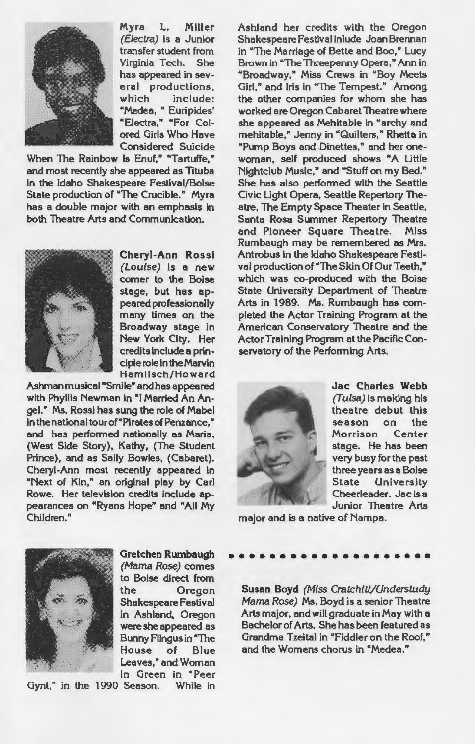**Myra L. Miller** *(Electra)* is a Junior transfer student from Virginia Tech. She has appeared in several productions, which include: "Medea, " Euripides' "Electra," "For Colored Girls Who Have Considered Suicide When The Rainbow Is Enuf," "Tartuffe," and most recently she appeared as Tituba in the Idaho Shakespeare Festival/Boise State production of "The Crucible." Myra has a double major with an emphasis in both Theatre Arts and Communication.

**Cheryl-Ann Rossi** *(Louise)* is a new comer to the Boise stage, but has appeared professionally many times on the Broadway stage in New York City. Her credits include a principle role in the Marvin Hamlisch/Howard Ashman musical "Smile" and has appeared with Phyllis Newman in "I Married An Angel." Ms. Rossi has sung the role of Mabel in the national tour of "Pirates of Penzance," and has performed nationally as Maria, (West Side Story), Kathy, (The Student Prince), and as Sally Bowles, (Cabaret). Cheryl-Ann most recently appeared in "Next of Kin," an original play by Carl Rowe. Her television credits include appearances on "Ryans Hope" and "All My Children."

**Gretchen Rumbaugh** *(Mama Rose)* comes to Boise direct from the Oregon Shakespeare Festival in Ashland, Oregon were she appeared as Bunny Flingus in "The House of Blue Leaves," and Woman in Green in "Peer Gynt," in the 1990 Season. While in Ashland her credits with the Oregon Shakespeare Festival inlude Joan Brennan in "The Marriage of Bette and Boo," Lucy Brown in "The Threepenny Opera," Ann in "Broadway," Miss Crews in "Boy Meets Girl," and Iris in "The Tempest." Among the other companies for whom she has worked are Oregon Cabaret Theatre where she appeared as Mehitable in "archy and mehitable," Jenny in "Quilters," Rhetta in "Pump Boys and Dinettes," and her one-woman, self produced shows "A Little Nightclub Music," and "Stuff on my Bed." She has also performed with the Seattle Civic Light Opera, Seattle Repertory Theatre, The Empty Space Theater in Seattle, Santa Rosa Summer Repertory Theatre and Pioneer Square Theatre. Miss Rumbaugh may be remembered as Mrs. Antrobus in the Idaho Shakespeare Festival production of "The Skin Of Our Teeth," which was co-produced with the Boise State University Department of Theatre Arts in 1989. Ms. Rumbaugh has completed the Actor Training Program at the American Conservatory Theatre and the Actor Training Program at the Pacific Conservatory of the Performing Arts.

**Jac Charles Webb** *(Tulsa)* is making his theatre debut this season on the Morrison Center stage. He has been very busy for the past three years as a Boise State University Cheerleader. Jac is a Junior Theatre Arts major and is a native of Nampa.

**Susan Boyd** *(Miss Cratchitt/Understudy Mama Rose)* Ms. Boyd is a senior Theatre Arts major, and will graduate in May with a Bachelor of Arts. She has been featured as Grandma Tzeital in "Fiddler on the Roof," and the Womens chorus in "Medea."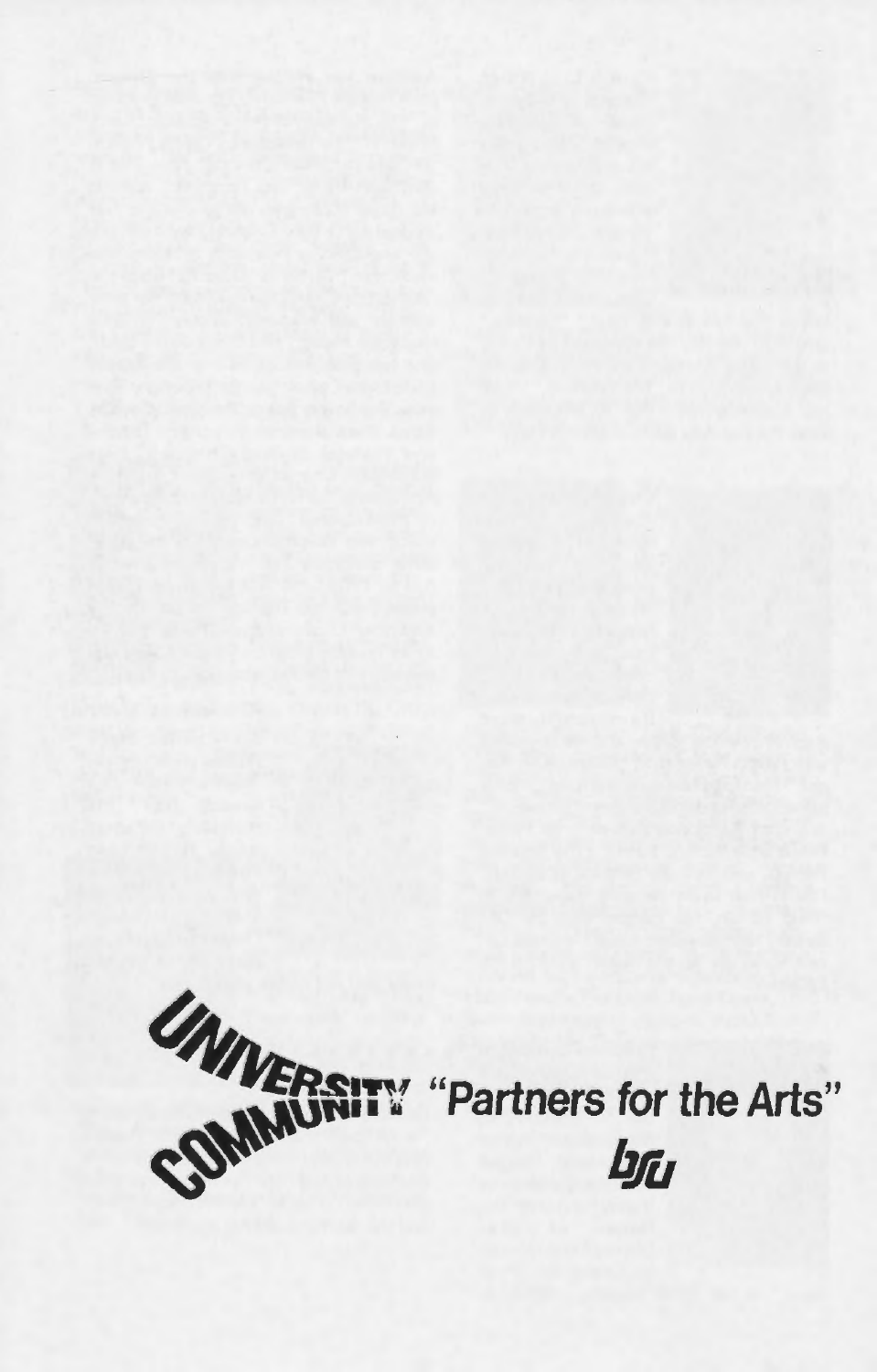UNIVERSITY COMMUNITY "Partners for the Arts"

byu